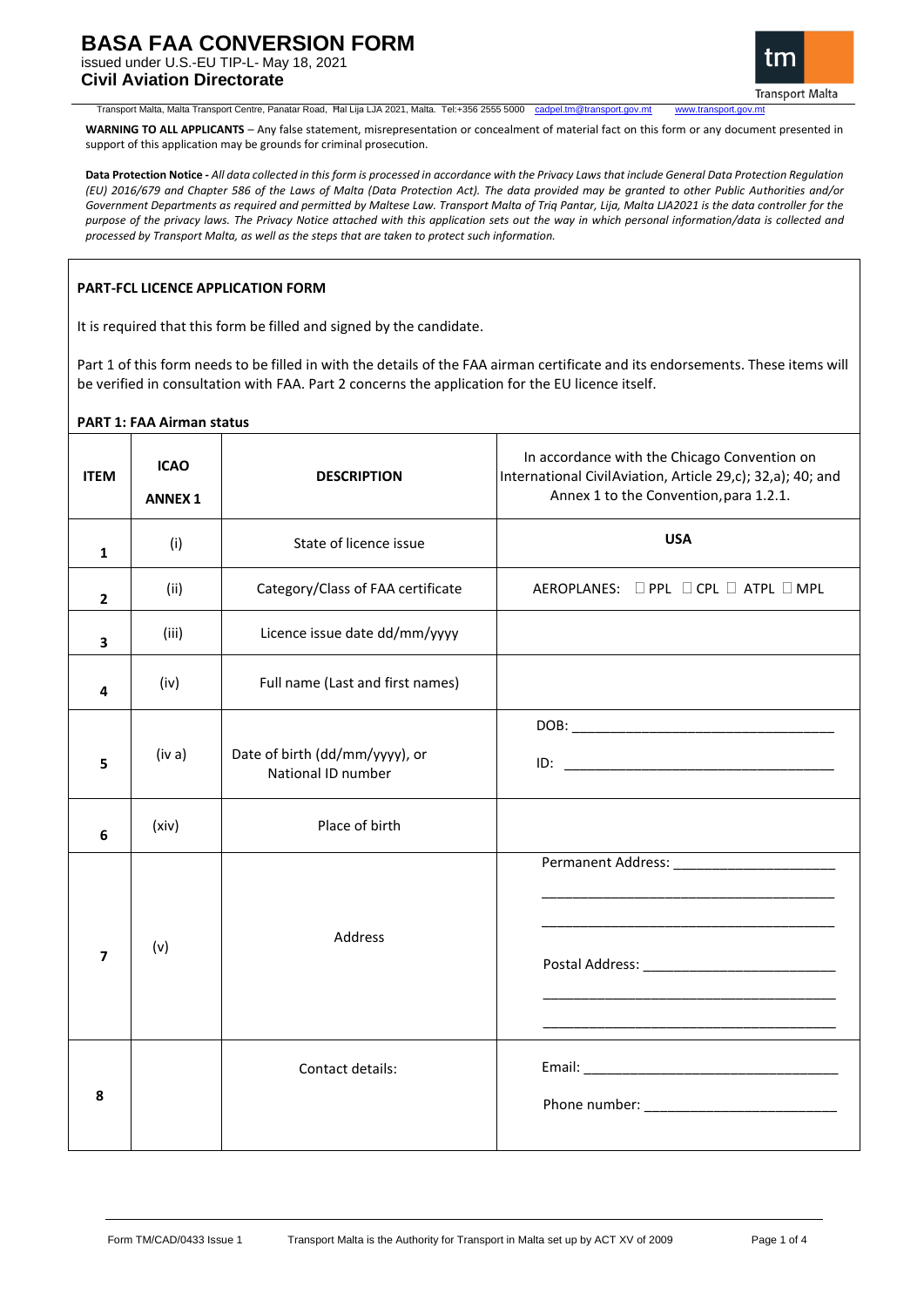# BASA FAA CONVERSION FORM

issued under U.S.-EU TIP-L- May 18, 2021

**Civil Aviation Directorate**

Transport Malta, Malta Transport Centre, Panatar Road, Ħal Lija LJA 2021, Malta. Tel:+356 2555 5000 cadpel.tm@transport.gov.mt www.transport.gov.mt

**WARNING TO ALL APPLICANTS** – Any false statement, misrepresentation or concealment of material fact on this form or any document presented in support of this application may be grounds for criminal prosecution.

**Data Protection Notice -** *All data collected in this form is processed in accordance with the Privacy Laws that include General Data Protection Regulation (EU) 2016/679 and Chapter 586 of the Laws of Malta (Data Protection Act). The data provided may be granted to other Public Authorities and/or Government Departments as required and permitted by Maltese Law. Transport Malta of Triq Pantar, Lija, Malta LJA2021 is the data controller for the purpose of the privacy laws. The Privacy Notice attached with this application sets out the way in which personal information/data is collected and processed by Transport Malta, as well as the steps that are taken to protect such information.*

**PART-FCL LICENCE APPLICATION FORM**

It is required that this form be filled and signed by the candidate.

Part 1 of this form needs to be filled in with the details of the FAA airman certificate and its endorsements. These items will be verified in consultation with FAA. Part 2 concerns the application for the EU licence itself.

**PART 1: FAA Airman status**

| ITEM | ICAO ANNEX 1 | DESCRIPTION | In accordance with the Chicago Convention on International Civil Aviation, Article 29,c); 32,a); 40; and Annex 1 to the Convention, para 1.2.1. |
|---|---|---|---|
| 1 | (i) | State of licence issue | **USA** |
| 2 | (ii) | Category/Class of FAA certificate | AEROPLANES: ☐ PPL ☐ CPL ☐ ATPL ☐ MPL |
| 3 | (iii) | Licence issue date dd/mm/yyyy | |
| 4 | (iv) | Full name (Last and first names) | |
| 5 | (iv a) | Date of birth (dd/mm/yyyy), or National ID number | DOB: ____________________ ID: ____________________ |
| 6 | (xiv) | Place of birth | |
| 7 | (v) | Address | Permanent Address: ____________________ ____________________ ____________________ Postal Address: ____________________ ____________________ ____________________ |
| 8 | | Contact details: | Email: ____________________ Phone number: ____________________ |

Form TM/CAD/0433 Issue 1 Transport Malta is the Authority for Transport in Malta set up by ACT XV of 2009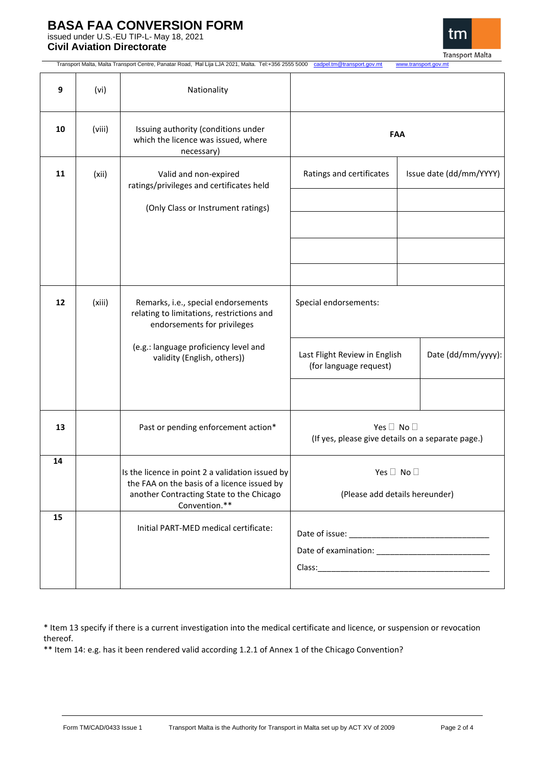| | | | | |
|---|---|---|---|---|
| 9 | (vi) | Nationality | | |
| 10 | (viii) | Issuing authority (conditions under which the licence was issued, where necessary) | **FAA** | |
| 11 | (xii) | Valid and non-expired ratings/privileges and certificates held<br><br>(Only Class or Instrument ratings) | Ratings and certificates | Issue date (dd/mm/YYYY) |
| | | | | |
| | | | | |
| | | | | |
| | | | | |
| 12 | (xiii) | Remarks, i.e., special endorsements relating to limitations, restrictions and endorsements for privileges<br><br>(e.g.: language proficiency level and validity (English, others)) | Special endorsements: | |
| | | | Last Flight Review in English (for language request) | Date (dd/mm/yyyy): |
| | | | | |
| 13 | | Past or pending enforcement action* | Yes ☐ No ☐<br>(If yes, please give details on a separate page.) | |
| 14 | | Is the licence in point 2 a validation issued by the FAA on the basis of a licence issued by another Contracting State to the Chicago Convention.** | Yes ☐ No ☐<br><br>(Please add details hereunder) | |
| 15 | | Initial PART-MED medical certificate: | Date of issue: ____________________<br>Date of examination: ________________<br>Class:__________________________ | |

\* Item 13 specify if there is a current investigation into the medical certificate and licence, or suspension or revocation thereof.

\*\* Item 14: e.g. has it been rendered valid according 1.2.1 of Annex 1 of the Chicago Convention?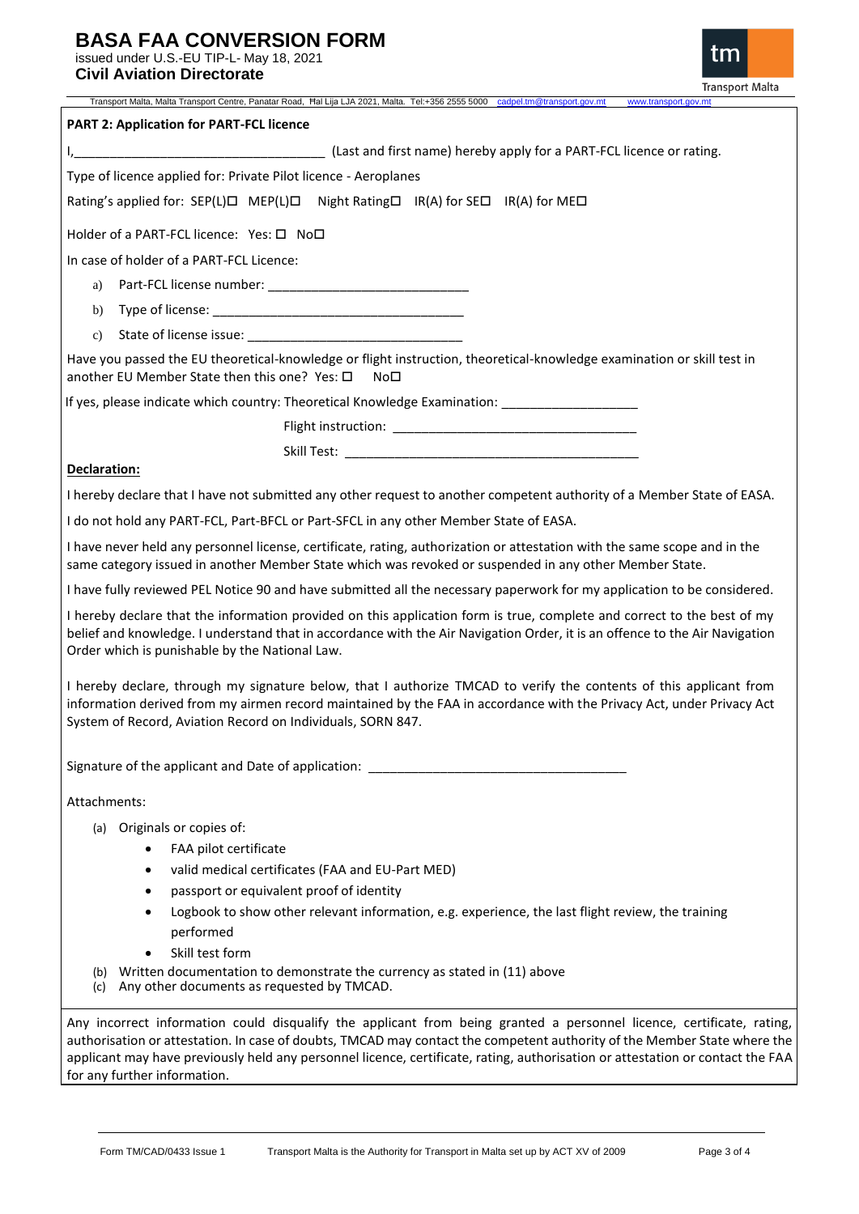**PART 2: Application for PART-FCL licence**

I,\_\_\_\_\_\_\_\_\_\_\_\_\_\_\_\_\_\_\_\_\_\_\_\_\_\_\_\_\_\_\_\_\_\_\_ (Last and first name) hereby apply for a PART-FCL licence or rating.

Type of licence applied for: Private Pilot licence - Aeroplanes

Rating's applied for: SEP(L)☐ MEP(L)☐ Night Rating☐ IR(A) for SE☐ IR(A) for ME☐

Holder of a PART-FCL licence: Yes: ☐ No☐

In case of holder of a PART-FCL Licence:

a) Part-FCL license number: \_\_\_\_\_\_\_\_\_\_\_\_\_\_\_\_\_\_\_\_\_\_\_\_\_\_\_\_

b) Type of license: \_\_\_\_\_\_\_\_\_\_\_\_\_\_\_\_\_\_\_\_\_\_\_\_\_\_\_\_\_\_\_\_\_\_\_

c) State of license issue: \_\_\_\_\_\_\_\_\_\_\_\_\_\_\_\_\_\_\_\_\_\_\_\_\_\_\_\_\_\_

Have you passed the EU theoretical-knowledge or flight instruction, theoretical-knowledge examination or skill test in another EU Member State then this one? Yes: ☐ No☐

If yes, please indicate which country: Theoretical Knowledge Examination: \_\_\_\_\_\_\_\_\_\_\_\_\_\_\_\_\_\_\_

Flight instruction: \_\_\_\_\_\_\_\_\_\_\_\_\_\_\_\_\_\_\_\_\_\_\_\_\_\_\_\_\_\_\_\_\_\_\_

Skill Test: \_\_\_\_\_\_\_\_\_\_\_\_\_\_\_\_\_\_\_\_\_\_\_\_\_\_\_\_\_\_\_\_\_\_\_\_\_\_\_\_\_

**Declaration:**

I hereby declare that I have not submitted any other request to another competent authority of a Member State of EASA.

I do not hold any PART-FCL, Part-BFCL or Part-SFCL in any other Member State of EASA.

I have never held any personnel license, certificate, rating, authorization or attestation with the same scope and in the same category issued in another Member State which was revoked or suspended in any other Member State.

I have fully reviewed PEL Notice 90 and have submitted all the necessary paperwork for my application to be considered.

I hereby declare that the information provided on this application form is true, complete and correct to the best of my belief and knowledge. I understand that in accordance with the Air Navigation Order, it is an offence to the Air Navigation Order which is punishable by the National Law.

I hereby declare, through my signature below, that I authorize TMCAD to verify the contents of this applicant from information derived from my airmen record maintained by the FAA in accordance with the Privacy Act, under Privacy Act System of Record, Aviation Record on Individuals, SORN 847.

Signature of the applicant and Date of application: \_\_\_\_\_\_\_\_\_\_\_\_\_\_\_\_\_\_\_\_\_\_\_\_\_\_\_\_\_\_\_\_\_\_\_\_

Attachments:

(a) Originals or copies of:
- FAA pilot certificate
- valid medical certificates (FAA and EU-Part MED)
- passport or equivalent proof of identity
- Logbook to show other relevant information, e.g. experience, the last flight review, the training performed
- Skill test form

(b) Written documentation to demonstrate the currency as stated in (11) above

(c) Any other documents as requested by TMCAD.

Any incorrect information could disqualify the applicant from being granted a personnel licence, certificate, rating, authorisation or attestation. In case of doubts, TMCAD may contact the competent authority of the Member State where the applicant may have previously held any personnel licence, certificate, rating, authorisation or attestation or contact the FAA for any further information.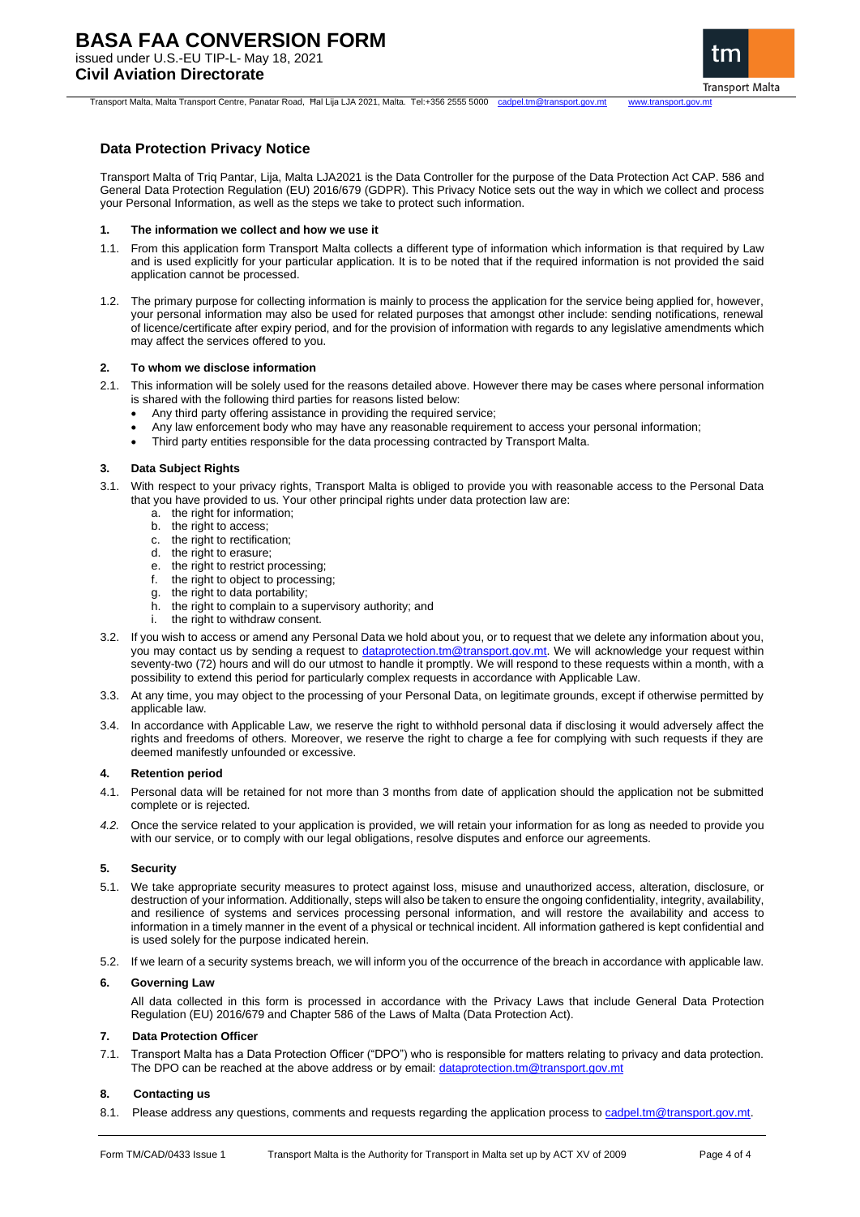## Data Protection Privacy Notice

Transport Malta of Triq Pantar, Lija, Malta LJA2021 is the Data Controller for the purpose of the Data Protection Act CAP. 586 and General Data Protection Regulation (EU) 2016/679 (GDPR). This Privacy Notice sets out the way in which we collect and process your Personal Information, as well as the steps we take to protect such information.

### 1. The information we collect and how we use it

1.1. From this application form Transport Malta collects a different type of information which information is that required by Law and is used explicitly for your particular application. It is to be noted that if the required information is not provided the said application cannot be processed.

1.2. The primary purpose for collecting information is mainly to process the application for the service being applied for, however, your personal information may also be used for related purposes that amongst other include: sending notifications, renewal of licence/certificate after expiry period, and for the provision of information with regards to any legislative amendments which may affect the services offered to you.

### 2. To whom we disclose information

2.1. This information will be solely used for the reasons detailed above. However there may be cases where personal information is shared with the following third parties for reasons listed below:

- Any third party offering assistance in providing the required service;
- Any law enforcement body who may have any reasonable requirement to access your personal information;
- Third party entities responsible for the data processing contracted by Transport Malta.

### 3. Data Subject Rights

3.1. With respect to your privacy rights, Transport Malta is obliged to provide you with reasonable access to the Personal Data that you have provided to us. Your other principal rights under data protection law are:

a. the right for information;
b. the right to access;
c. the right to rectification;
d. the right to erasure;
e. the right to restrict processing;
f. the right to object to processing;
g. the right to data portability;
h. the right to complain to a supervisory authority; and
i. the right to withdraw consent.

3.2. If you wish to access or amend any Personal Data we hold about you, or to request that we delete any information about you, you may contact us by sending a request to dataprotection.tm@transport.gov.mt. We will acknowledge your request within seventy-two (72) hours and will do our utmost to handle it promptly. We will respond to these requests within a month, with a possibility to extend this period for particularly complex requests in accordance with Applicable Law.

3.3. At any time, you may object to the processing of your Personal Data, on legitimate grounds, except if otherwise permitted by applicable law.

3.4. In accordance with Applicable Law, we reserve the right to withhold personal data if disclosing it would adversely affect the rights and freedoms of others. Moreover, we reserve the right to charge a fee for complying with such requests if they are deemed manifestly unfounded or excessive.

### 4. Retention period

4.1. Personal data will be retained for not more than 3 months from date of application should the application not be submitted complete or is rejected.

*4.2.* Once the service related to your application is provided, we will retain your information for as long as needed to provide you with our service, or to comply with our legal obligations, resolve disputes and enforce our agreements.

### 5. Security

5.1. We take appropriate security measures to protect against loss, misuse and unauthorized access, alteration, disclosure, or destruction of your information. Additionally, steps will also be taken to ensure the ongoing confidentiality, integrity, availability, and resilience of systems and services processing personal information, and will restore the availability and access to information in a timely manner in the event of a physical or technical incident. All information gathered is kept confidential and is used solely for the purpose indicated herein.

5.2. If we learn of a security systems breach, we will inform you of the occurrence of the breach in accordance with applicable law.

### 6. Governing Law

All data collected in this form is processed in accordance with the Privacy Laws that include General Data Protection Regulation (EU) 2016/679 and Chapter 586 of the Laws of Malta (Data Protection Act).

### 7. Data Protection Officer

7.1. Transport Malta has a Data Protection Officer ("DPO") who is responsible for matters relating to privacy and data protection. The DPO can be reached at the above address or by email: dataprotection.tm@transport.gov.mt

### 8. Contacting us

8.1. Please address any questions, comments and requests regarding the application process to cadpel.tm@transport.gov.mt.